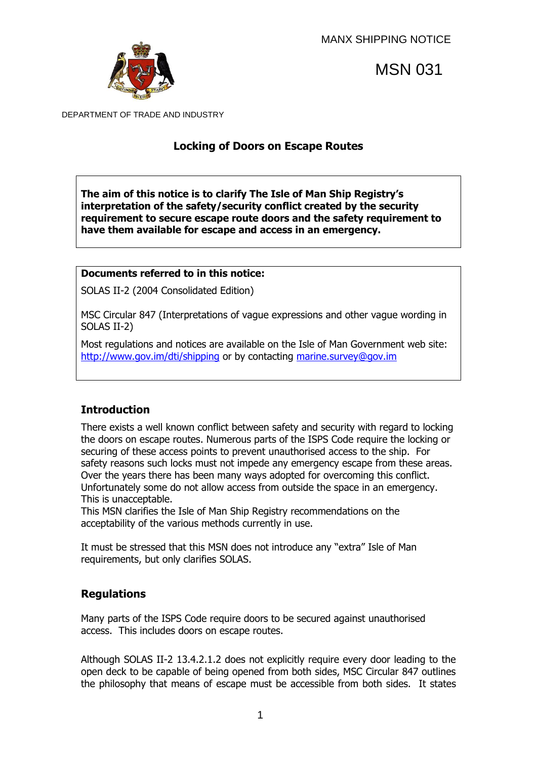MANX SHIPPING NOTICE

# MSN 031

DEPARTMENT OF TRADE AND INDUSTRY

## Locking of Doors on Escape Routes

**The aim of this notice is to clarify The Isle of Man Ship Registry's interpretation of the safety/security conflict created by the security requirement to secure escape route doors and the safety requirement to have them available for escape and access in an emergency.**

**Documents referred to in this notice:**

SOLAS II-2 (2004 Consolidated Edition)

MSC Circular 847 (Interpretations of vague expressions and other vague wording in SOLAS II-2)

Most regulations and notices are available on the Isle of Man Government web site: http://www.gov.im/dti/shipping or by contacting marine.survey@gov.im

### Introduction

There exists a well known conflict between safety and security with regard to locking the doors on escape routes. Numerous parts of the ISPS Code require the locking or securing of these access points to prevent unauthorised access to the ship. For safety reasons such locks must not impede any emergency escape from these areas. Over the years there has been many ways adopted for overcoming this conflict. Unfortunately some do not allow access from outside the space in an emergency. This is unacceptable.
This MSN clarifies the Isle of Man Ship Registry recommendations on the acceptability of the various methods currently in use.

It must be stressed that this MSN does not introduce any "extra" Isle of Man requirements, but only clarifies SOLAS.

### Regulations

Many parts of the ISPS Code require doors to be secured against unauthorised access. This includes doors on escape routes.

Although SOLAS II-2 13.4.2.1.2 does not explicitly require every door leading to the open deck to be capable of being opened from both sides, MSC Circular 847 outlines the philosophy that means of escape must be accessible from both sides. It states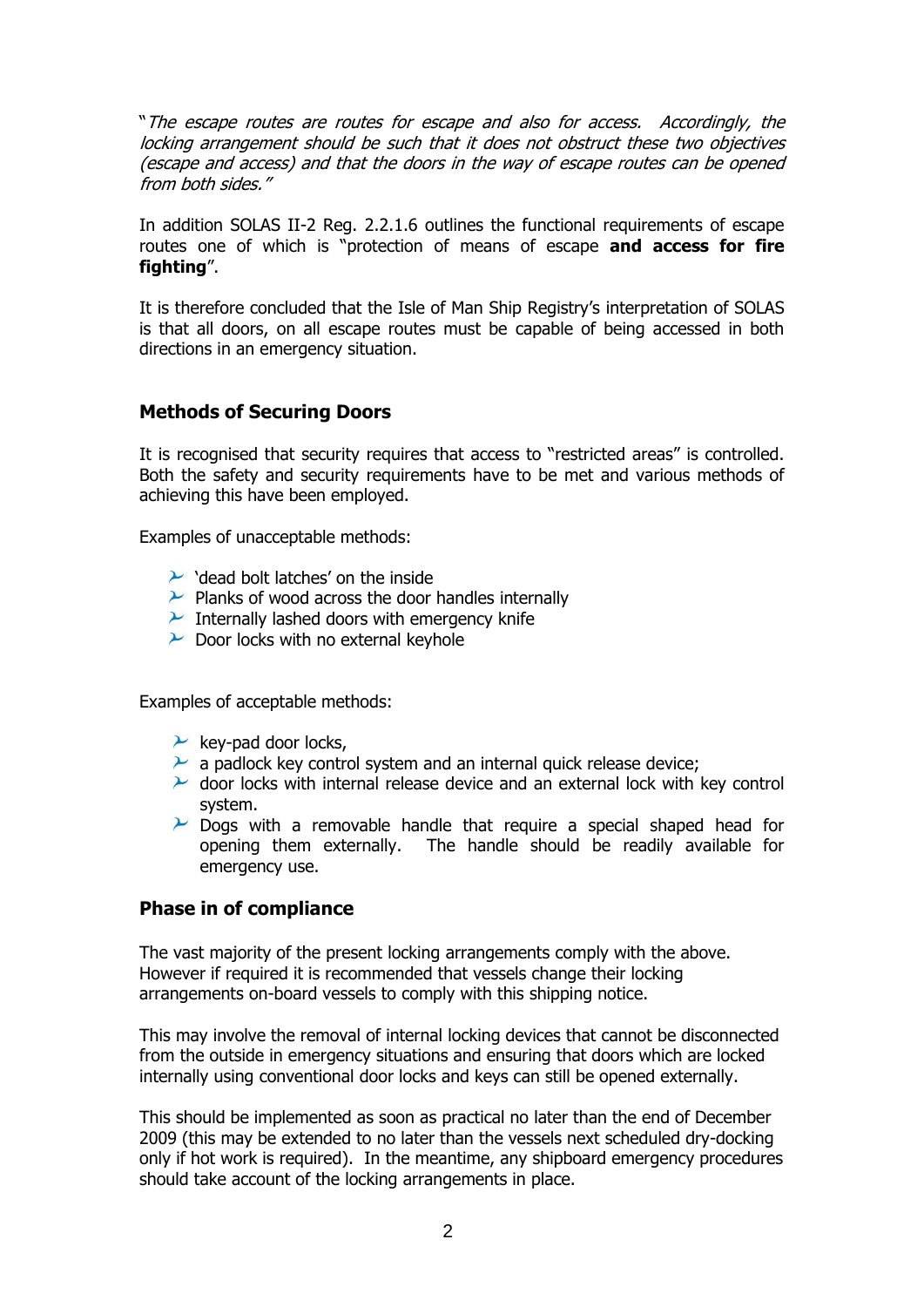"*The escape routes are routes for escape and also for access. Accordingly, the locking arrangement should be such that it does not obstruct these two objectives (escape and access) and that the doors in the way of escape routes can be opened from both sides.*"

In addition SOLAS II-2 Reg. 2.2.1.6 outlines the functional requirements of escape routes one of which is "protection of means of escape **and access for fire fighting**".

It is therefore concluded that the Isle of Man Ship Registry's interpretation of SOLAS is that all doors, on all escape routes must be capable of being accessed in both directions in an emergency situation.

## Methods of Securing Doors

It is recognised that security requires that access to "restricted areas" is controlled. Both the safety and security requirements have to be met and various methods of achieving this have been employed.

Examples of unacceptable methods:

- 'dead bolt latches' on the inside
- Planks of wood across the door handles internally
- Internally lashed doors with emergency knife
- Door locks with no external keyhole

Examples of acceptable methods:

- key-pad door locks,
- a padlock key control system and an internal quick release device;
- door locks with internal release device and an external lock with key control system.
- Dogs with a removable handle that require a special shaped head for opening them externally. The handle should be readily available for emergency use.

## Phase in of compliance

The vast majority of the present locking arrangements comply with the above. However if required it is recommended that vessels change their locking arrangements on-board vessels to comply with this shipping notice.

This may involve the removal of internal locking devices that cannot be disconnected from the outside in emergency situations and ensuring that doors which are locked internally using conventional door locks and keys can still be opened externally.

This should be implemented as soon as practical no later than the end of December 2009 (this may be extended to no later than the vessels next scheduled dry-docking only if hot work is required). In the meantime, any shipboard emergency procedures should take account of the locking arrangements in place.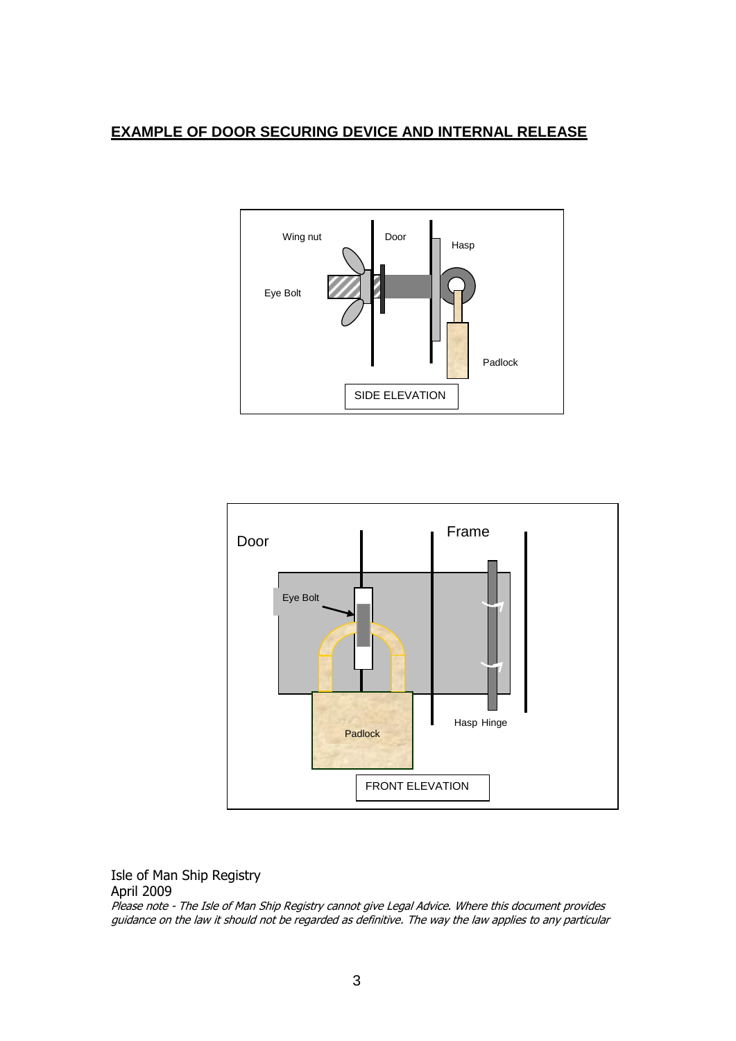## EXAMPLE OF DOOR SECURING DEVICE AND INTERNAL RELEASE

Wing nut

Door

Hasp

Eye Bolt

Padlock

SIDE ELEVATION

Door

Frame

Eye Bolt

Padlock

Hasp Hinge

FRONT ELEVATION

Isle of Man Ship Registry
April 2009
*Please note - The Isle of Man Ship Registry cannot give Legal Advice. Where this document provides guidance on the law it should not be regarded as definitive. The way the law applies to any particular*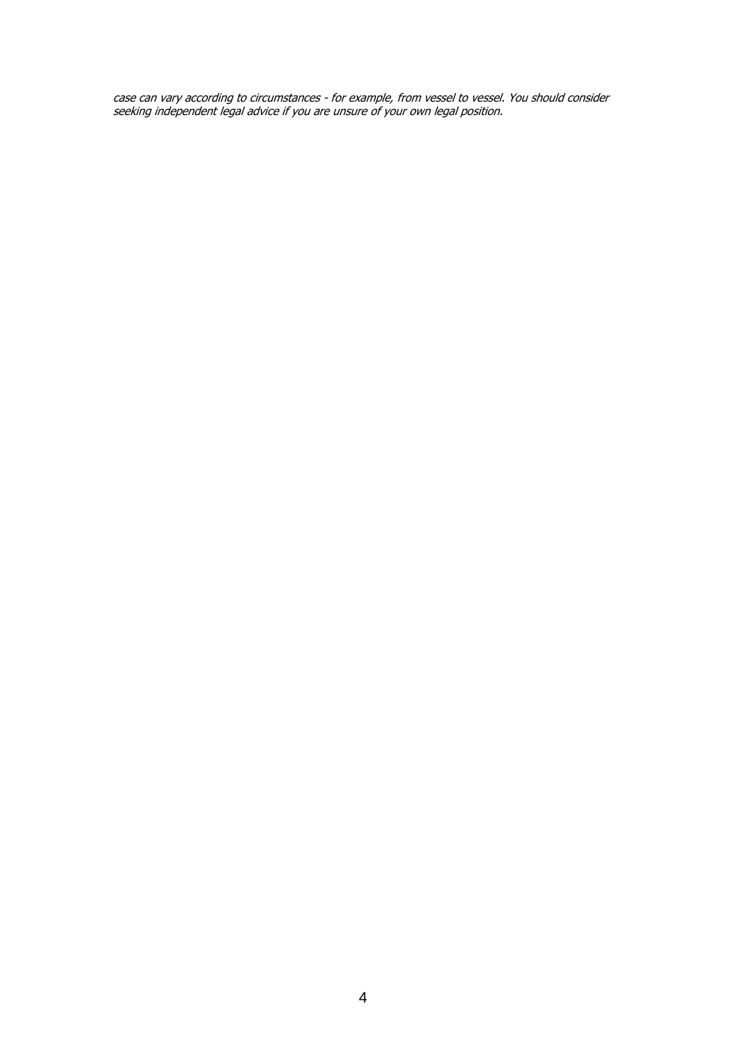*case can vary according to circumstances - for example, from vessel to vessel. You should consider seeking independent legal advice if you are unsure of your own legal position.*